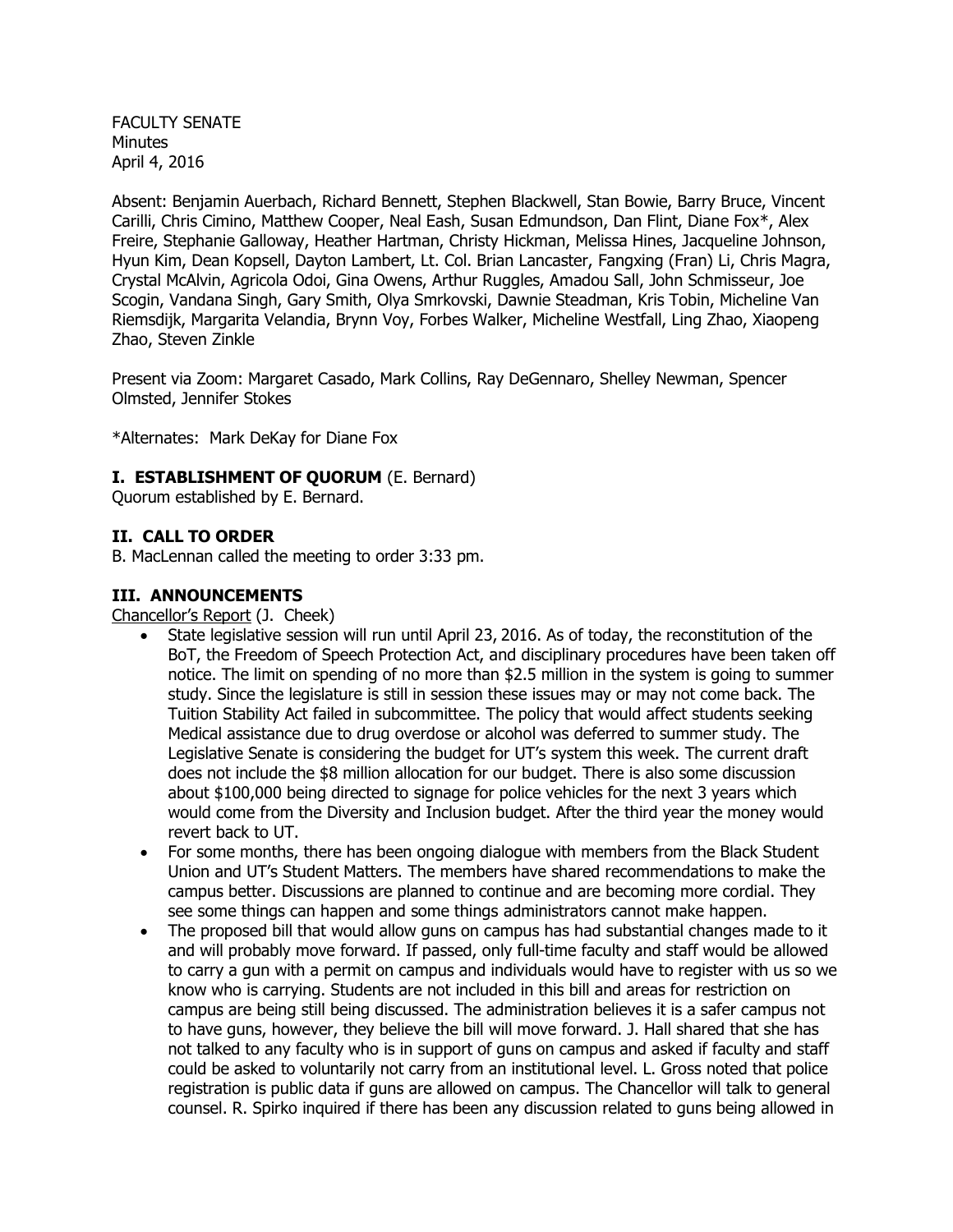FACULTY SENATE
Minutes
April 4, 2016

Absent: Benjamin Auerbach, Richard Bennett, Stephen Blackwell, Stan Bowie, Barry Bruce, Vincent Carilli, Chris Cimino, Matthew Cooper, Neal Eash, Susan Edmundson, Dan Flint, Diane Fox*, Alex Freire, Stephanie Galloway, Heather Hartman, Christy Hickman, Melissa Hines, Jacqueline Johnson, Hyun Kim, Dean Kopsell, Dayton Lambert, Lt. Col. Brian Lancaster, Fangxing (Fran) Li, Chris Magra, Crystal McAlvin, Agricola Odoi, Gina Owens, Arthur Ruggles, Amadou Sall, John Schmisseur, Joe Scogin, Vandana Singh, Gary Smith, Olya Smrkovski, Dawnie Steadman, Kris Tobin, Micheline Van Riemsdijk, Margarita Velandia, Brynn Voy, Forbes Walker, Micheline Westfall, Ling Zhao, Xiaopeng Zhao, Steven Zinkle

Present via Zoom: Margaret Casado, Mark Collins, Ray DeGennaro, Shelley Newman, Spencer Olmsted, Jennifer Stokes

*Alternates: Mark DeKay for Diane Fox

**I. ESTABLISHMENT OF QUORUM** (E. Bernard)
Quorum established by E. Bernard.

**II. CALL TO ORDER**
B. MacLennan called the meeting to order 3:33 pm.

**III. ANNOUNCEMENTS**
Chancellor's Report (J. Cheek)

- State legislative session will run until April 23, 2016. As of today, the reconstitution of the BoT, the Freedom of Speech Protection Act, and disciplinary procedures have been taken off notice. The limit on spending of no more than $2.5 million in the system is going to summer study. Since the legislature is still in session these issues may or may not come back. The Tuition Stability Act failed in subcommittee. The policy that would affect students seeking Medical assistance due to drug overdose or alcohol was deferred to summer study. The Legislative Senate is considering the budget for UT's system this week. The current draft does not include the $8 million allocation for our budget. There is also some discussion about $100,000 being directed to signage for police vehicles for the next 3 years which would come from the Diversity and Inclusion budget. After the third year the money would revert back to UT.
- For some months, there has been ongoing dialogue with members from the Black Student Union and UT's Student Matters. The members have shared recommendations to make the campus better. Discussions are planned to continue and are becoming more cordial. They see some things can happen and some things administrators cannot make happen.
- The proposed bill that would allow guns on campus has had substantial changes made to it and will probably move forward. If passed, only full-time faculty and staff would be allowed to carry a gun with a permit on campus and individuals would have to register with us so we know who is carrying. Students are not included in this bill and areas for restriction on campus are being still being discussed. The administration believes it is a safer campus not to have guns, however, they believe the bill will move forward. J. Hall shared that she has not talked to any faculty who is in support of guns on campus and asked if faculty and staff could be asked to voluntarily not carry from an institutional level. L. Gross noted that police registration is public data if guns are allowed on campus. The Chancellor will talk to general counsel. R. Spirko inquired if there has been any discussion related to guns being allowed in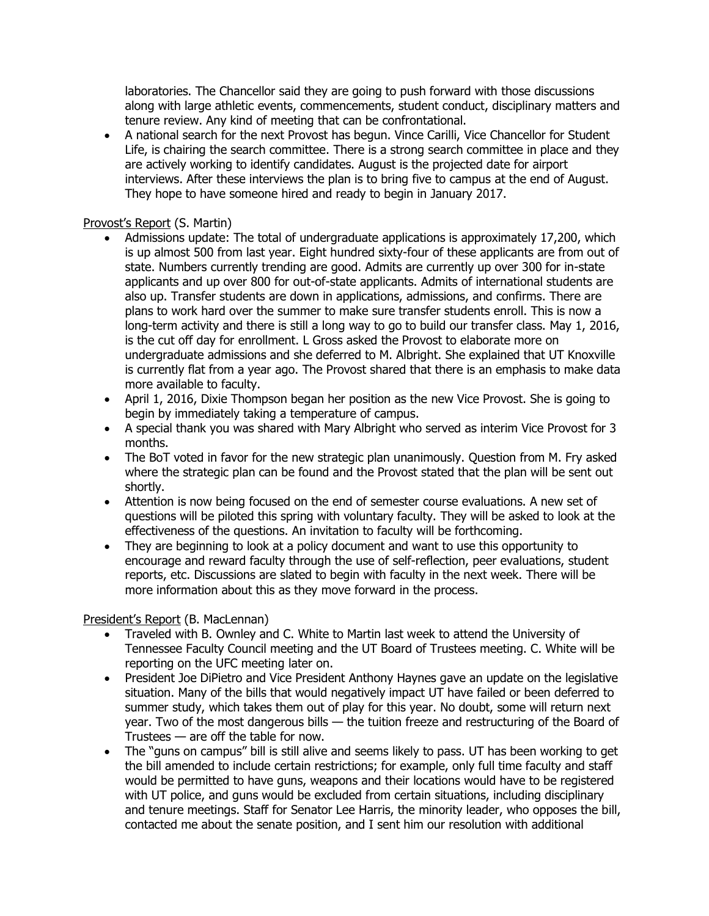laboratories. The Chancellor said they are going to push forward with those discussions along with large athletic events, commencements, student conduct, disciplinary matters and tenure review. Any kind of meeting that can be confrontational.

- A national search for the next Provost has begun. Vince Carilli, Vice Chancellor for Student Life, is chairing the search committee. There is a strong search committee in place and they are actively working to identify candidates. August is the projected date for airport interviews. After these interviews the plan is to bring five to campus at the end of August. They hope to have someone hired and ready to begin in January 2017.

Provost's Report (S. Martin)

- Admissions update: The total of undergraduate applications is approximately 17,200, which is up almost 500 from last year. Eight hundred sixty-four of these applicants are from out of state. Numbers currently trending are good. Admits are currently up over 300 for in-state applicants and up over 800 for out-of-state applicants. Admits of international students are also up. Transfer students are down in applications, admissions, and confirms. There are plans to work hard over the summer to make sure transfer students enroll. This is now a long-term activity and there is still a long way to go to build our transfer class. May 1, 2016, is the cut off day for enrollment. L Gross asked the Provost to elaborate more on undergraduate admissions and she deferred to M. Albright. She explained that UT Knoxville is currently flat from a year ago. The Provost shared that there is an emphasis to make data more available to faculty.
- April 1, 2016, Dixie Thompson began her position as the new Vice Provost. She is going to begin by immediately taking a temperature of campus.
- A special thank you was shared with Mary Albright who served as interim Vice Provost for 3 months.
- The BoT voted in favor for the new strategic plan unanimously. Question from M. Fry asked where the strategic plan can be found and the Provost stated that the plan will be sent out shortly.
- Attention is now being focused on the end of semester course evaluations. A new set of questions will be piloted this spring with voluntary faculty. They will be asked to look at the effectiveness of the questions. An invitation to faculty will be forthcoming.
- They are beginning to look at a policy document and want to use this opportunity to encourage and reward faculty through the use of self-reflection, peer evaluations, student reports, etc. Discussions are slated to begin with faculty in the next week. There will be more information about this as they move forward in the process.

President's Report (B. MacLennan)

- Traveled with B. Ownley and C. White to Martin last week to attend the University of Tennessee Faculty Council meeting and the UT Board of Trustees meeting. C. White will be reporting on the UFC meeting later on.
- President Joe DiPietro and Vice President Anthony Haynes gave an update on the legislative situation. Many of the bills that would negatively impact UT have failed or been deferred to summer study, which takes them out of play for this year. No doubt, some will return next year. Two of the most dangerous bills — the tuition freeze and restructuring of the Board of Trustees — are off the table for now.
- The "guns on campus" bill is still alive and seems likely to pass. UT has been working to get the bill amended to include certain restrictions; for example, only full time faculty and staff would be permitted to have guns, weapons and their locations would have to be registered with UT police, and guns would be excluded from certain situations, including disciplinary and tenure meetings. Staff for Senator Lee Harris, the minority leader, who opposes the bill, contacted me about the senate position, and I sent him our resolution with additional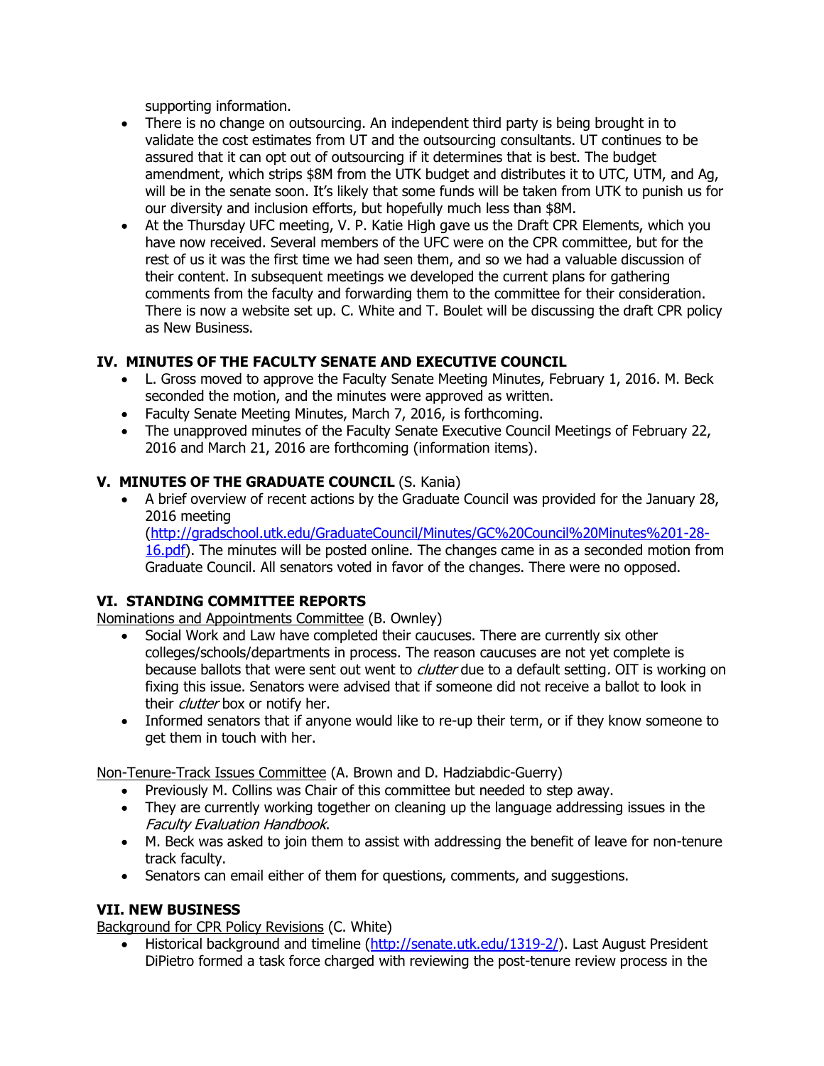supporting information.

- There is no change on outsourcing. An independent third party is being brought in to validate the cost estimates from UT and the outsourcing consultants. UT continues to be assured that it can opt out of outsourcing if it determines that is best. The budget amendment, which strips $8M from the UTK budget and distributes it to UTC, UTM, and Ag, will be in the senate soon. It's likely that some funds will be taken from UTK to punish us for our diversity and inclusion efforts, but hopefully much less than $8M.
- At the Thursday UFC meeting, V. P. Katie High gave us the Draft CPR Elements, which you have now received. Several members of the UFC were on the CPR committee, but for the rest of us it was the first time we had seen them, and so we had a valuable discussion of their content. In subsequent meetings we developed the current plans for gathering comments from the faculty and forwarding them to the committee for their consideration. There is now a website set up. C. White and T. Boulet will be discussing the draft CPR policy as New Business.

## IV. MINUTES OF THE FACULTY SENATE AND EXECUTIVE COUNCIL

- L. Gross moved to approve the Faculty Senate Meeting Minutes, February 1, 2016. M. Beck seconded the motion, and the minutes were approved as written.
- Faculty Senate Meeting Minutes, March 7, 2016, is forthcoming.
- The unapproved minutes of the Faculty Senate Executive Council Meetings of February 22, 2016 and March 21, 2016 are forthcoming (information items).

## V. MINUTES OF THE GRADUATE COUNCIL (S. Kania)

- A brief overview of recent actions by the Graduate Council was provided for the January 28, 2016 meeting (http://gradschool.utk.edu/GraduateCouncil/Minutes/GC%20Council%20Minutes%201-28-16.pdf). The minutes will be posted online. The changes came in as a seconded motion from Graduate Council. All senators voted in favor of the changes. There were no opposed.

## VI. STANDING COMMITTEE REPORTS

Nominations and Appointments Committee (B. Ownley)

- Social Work and Law have completed their caucuses. There are currently six other colleges/schools/departments in process. The reason caucuses are not yet complete is because ballots that were sent out went to *clutter* due to a default setting. OIT is working on fixing this issue. Senators were advised that if someone did not receive a ballot to look in their *clutter* box or notify her.
- Informed senators that if anyone would like to re-up their term, or if they know someone to get them in touch with her.

Non-Tenure-Track Issues Committee (A. Brown and D. Hadziabdic-Guerry)

- Previously M. Collins was Chair of this committee but needed to step away.
- They are currently working together on cleaning up the language addressing issues in the *Faculty Evaluation Handbook*.
- M. Beck was asked to join them to assist with addressing the benefit of leave for non-tenure track faculty.
- Senators can email either of them for questions, comments, and suggestions.

## VII. NEW BUSINESS

Background for CPR Policy Revisions (C. White)

- Historical background and timeline (http://senate.utk.edu/1319-2/). Last August President DiPietro formed a task force charged with reviewing the post-tenure review process in the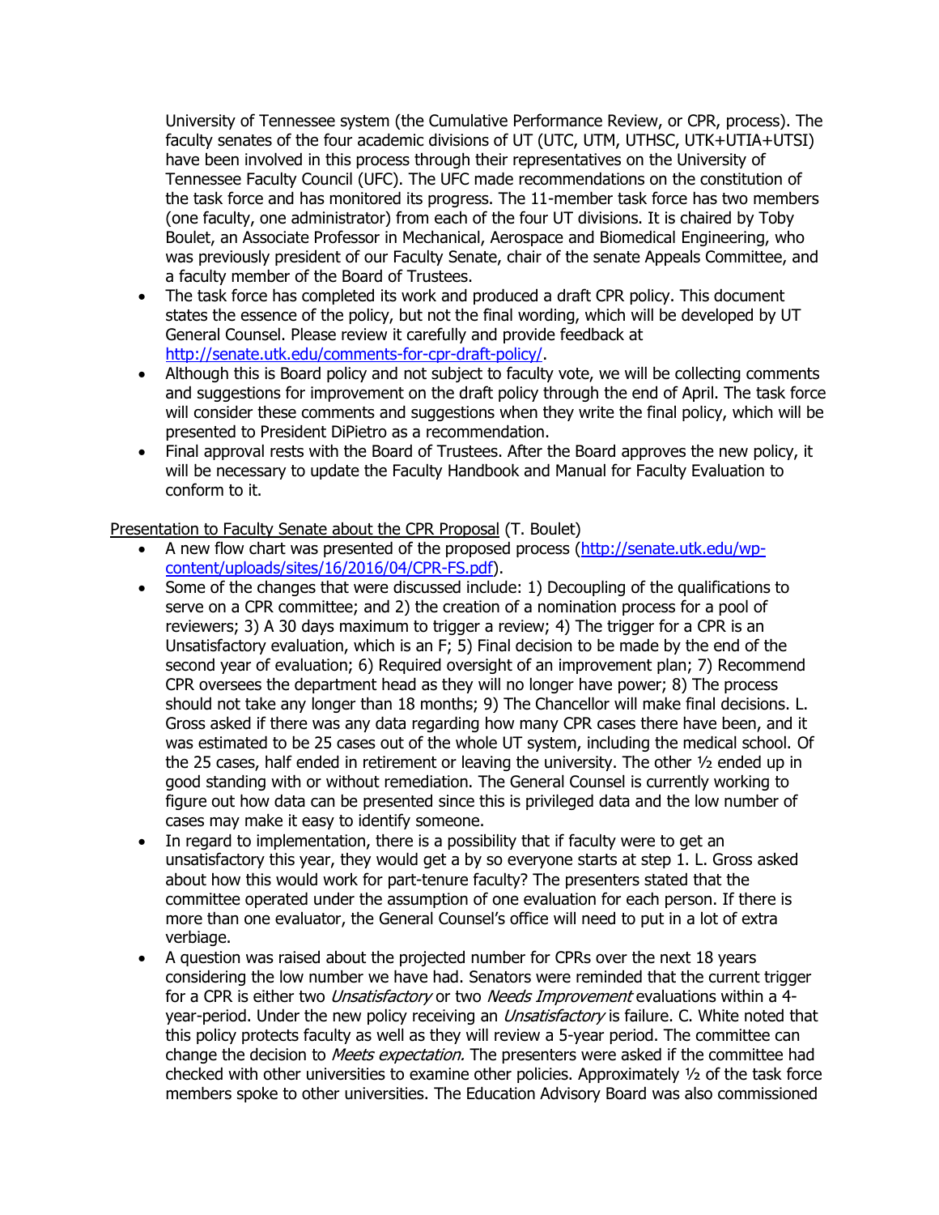University of Tennessee system (the Cumulative Performance Review, or CPR, process). The faculty senates of the four academic divisions of UT (UTC, UTM, UTHSC, UTK+UTIA+UTSI) have been involved in this process through their representatives on the University of Tennessee Faculty Council (UFC). The UFC made recommendations on the constitution of the task force and has monitored its progress. The 11-member task force has two members (one faculty, one administrator) from each of the four UT divisions. It is chaired by Toby Boulet, an Associate Professor in Mechanical, Aerospace and Biomedical Engineering, who was previously president of our Faculty Senate, chair of the senate Appeals Committee, and a faculty member of the Board of Trustees.

- The task force has completed its work and produced a draft CPR policy. This document states the essence of the policy, but not the final wording, which will be developed by UT General Counsel. Please review it carefully and provide feedback at [http://senate.utk.edu/comments-for-cpr-draft-policy/](http://senate.utk.edu/comments-for-cpr-draft-policy/).
- Although this is Board policy and not subject to faculty vote, we will be collecting comments and suggestions for improvement on the draft policy through the end of April. The task force will consider these comments and suggestions when they write the final policy, which will be presented to President DiPietro as a recommendation.
- Final approval rests with the Board of Trustees. After the Board approves the new policy, it will be necessary to update the Faculty Handbook and Manual for Faculty Evaluation to conform to it.

Presentation to Faculty Senate about the CPR Proposal (T. Boulet)

- A new flow chart was presented of the proposed process ([http://senate.utk.edu/wp-content/uploads/sites/16/2016/04/CPR-FS.pdf](http://senate.utk.edu/wp-content/uploads/sites/16/2016/04/CPR-FS.pdf)).
- Some of the changes that were discussed include: 1) Decoupling of the qualifications to serve on a CPR committee; and 2) the creation of a nomination process for a pool of reviewers; 3) A 30 days maximum to trigger a review; 4) The trigger for a CPR is an Unsatisfactory evaluation, which is an F; 5) Final decision to be made by the end of the second year of evaluation; 6) Required oversight of an improvement plan; 7) Recommend CPR oversees the department head as they will no longer have power; 8) The process should not take any longer than 18 months; 9) The Chancellor will make final decisions. L. Gross asked if there was any data regarding how many CPR cases there have been, and it was estimated to be 25 cases out of the whole UT system, including the medical school. Of the 25 cases, half ended in retirement or leaving the university. The other ½ ended up in good standing with or without remediation. The General Counsel is currently working to figure out how data can be presented since this is privileged data and the low number of cases may make it easy to identify someone.
- In regard to implementation, there is a possibility that if faculty were to get an unsatisfactory this year, they would get a by so everyone starts at step 1. L. Gross asked about how this would work for part-tenure faculty? The presenters stated that the committee operated under the assumption of one evaluation for each person. If there is more than one evaluator, the General Counsel's office will need to put in a lot of extra verbiage.
- A question was raised about the projected number for CPRs over the next 18 years considering the low number we have had. Senators were reminded that the current trigger for a CPR is either two *Unsatisfactory* or two *Needs Improvement* evaluations within a 4-year-period. Under the new policy receiving an *Unsatisfactory* is failure. C. White noted that this policy protects faculty as well as they will review a 5-year period. The committee can change the decision to *Meets expectation.* The presenters were asked if the committee had checked with other universities to examine other policies. Approximately ½ of the task force members spoke to other universities. The Education Advisory Board was also commissioned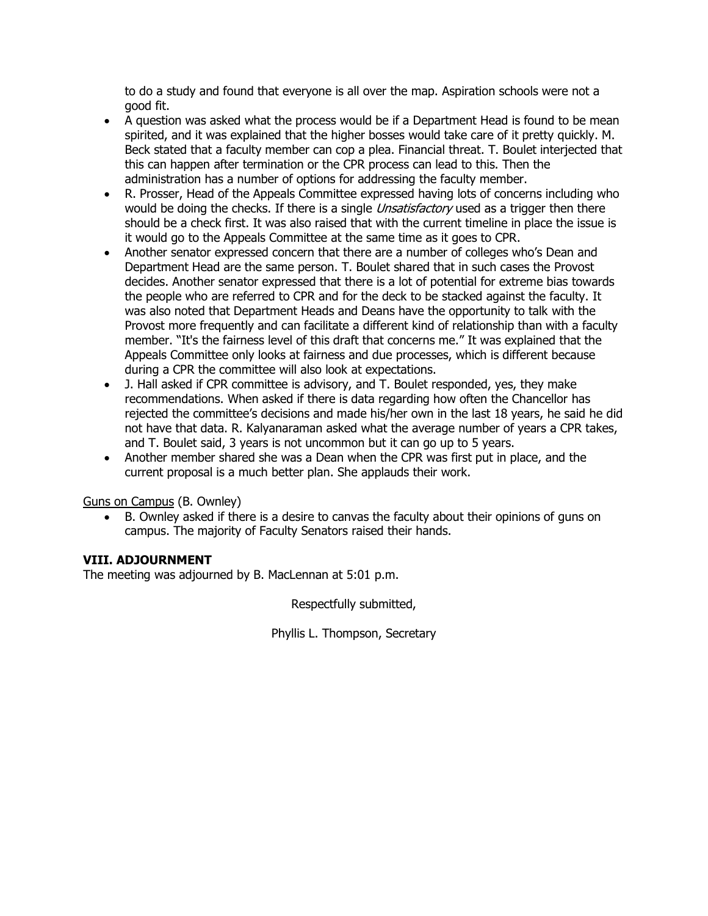to do a study and found that everyone is all over the map. Aspiration schools were not a good fit.

- A question was asked what the process would be if a Department Head is found to be mean spirited, and it was explained that the higher bosses would take care of it pretty quickly. M. Beck stated that a faculty member can cop a plea. Financial threat. T. Boulet interjected that this can happen after termination or the CPR process can lead to this. Then the administration has a number of options for addressing the faculty member.
- R. Prosser, Head of the Appeals Committee expressed having lots of concerns including who would be doing the checks. If there is a single *Unsatisfactory* used as a trigger then there should be a check first. It was also raised that with the current timeline in place the issue is it would go to the Appeals Committee at the same time as it goes to CPR.
- Another senator expressed concern that there are a number of colleges who's Dean and Department Head are the same person. T. Boulet shared that in such cases the Provost decides. Another senator expressed that there is a lot of potential for extreme bias towards the people who are referred to CPR and for the deck to be stacked against the faculty. It was also noted that Department Heads and Deans have the opportunity to talk with the Provost more frequently and can facilitate a different kind of relationship than with a faculty member. "It's the fairness level of this draft that concerns me." It was explained that the Appeals Committee only looks at fairness and due processes, which is different because during a CPR the committee will also look at expectations.
- J. Hall asked if CPR committee is advisory, and T. Boulet responded, yes, they make recommendations. When asked if there is data regarding how often the Chancellor has rejected the committee's decisions and made his/her own in the last 18 years, he said he did not have that data. R. Kalyanaraman asked what the average number of years a CPR takes, and T. Boulet said, 3 years is not uncommon but it can go up to 5 years.
- Another member shared she was a Dean when the CPR was first put in place, and the current proposal is a much better plan. She applauds their work.

<u>Guns on Campus</u> (B. Ownley)

- B. Ownley asked if there is a desire to canvas the faculty about their opinions of guns on campus. The majority of Faculty Senators raised their hands.

**VIII. ADJOURNMENT**

The meeting was adjourned by B. MacLennan at 5:01 p.m.

Respectfully submitted,

Phyllis L. Thompson, Secretary